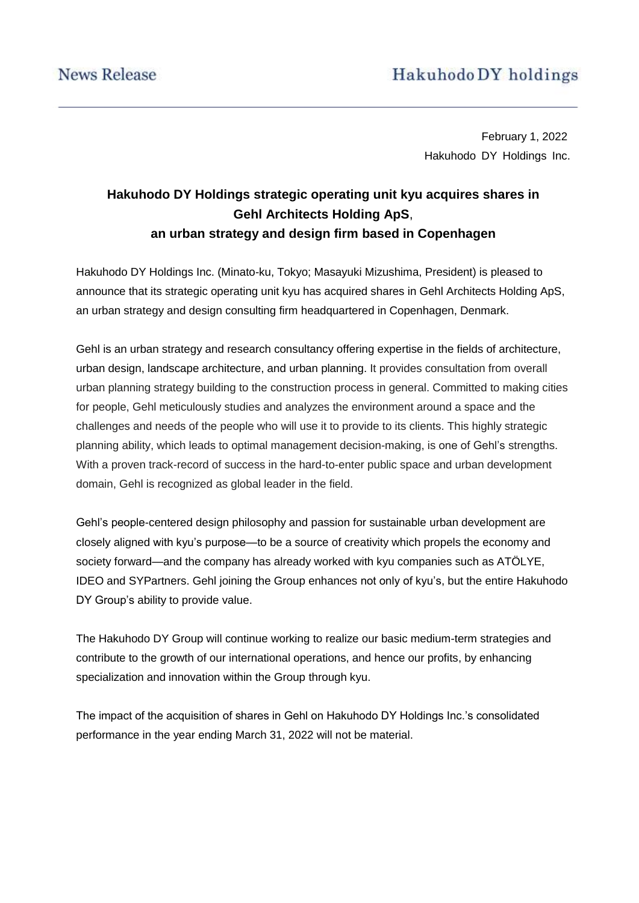News Release Hakuhodo DY holdings

February 1, 2022
Hakuhodo DY Holdings Inc.

## Hakuhodo DY Holdings strategic operating unit kyu acquires shares in Gehl Architects Holding ApS, an urban strategy and design firm based in Copenhagen

Hakuhodo DY Holdings Inc. (Minato-ku, Tokyo; Masayuki Mizushima, President) is pleased to announce that its strategic operating unit kyu has acquired shares in Gehl Architects Holding ApS, an urban strategy and design consulting firm headquartered in Copenhagen, Denmark.

Gehl is an urban strategy and research consultancy offering expertise in the fields of architecture, urban design, landscape architecture, and urban planning. It provides consultation from overall urban planning strategy building to the construction process in general. Committed to making cities for people, Gehl meticulously studies and analyzes the environment around a space and the challenges and needs of the people who will use it to provide to its clients. This highly strategic planning ability, which leads to optimal management decision-making, is one of Gehl's strengths. With a proven track-record of success in the hard-to-enter public space and urban development domain, Gehl is recognized as global leader in the field.

Gehl's people-centered design philosophy and passion for sustainable urban development are closely aligned with kyu's purpose—to be a source of creativity which propels the economy and society forward—and the company has already worked with kyu companies such as ATÖLYE, IDEO and SYPartners. Gehl joining the Group enhances not only of kyu's, but the entire Hakuhodo DY Group's ability to provide value.

The Hakuhodo DY Group will continue working to realize our basic medium-term strategies and contribute to the growth of our international operations, and hence our profits, by enhancing specialization and innovation within the Group through kyu.

The impact of the acquisition of shares in Gehl on Hakuhodo DY Holdings Inc.'s consolidated performance in the year ending March 31, 2022 will not be material.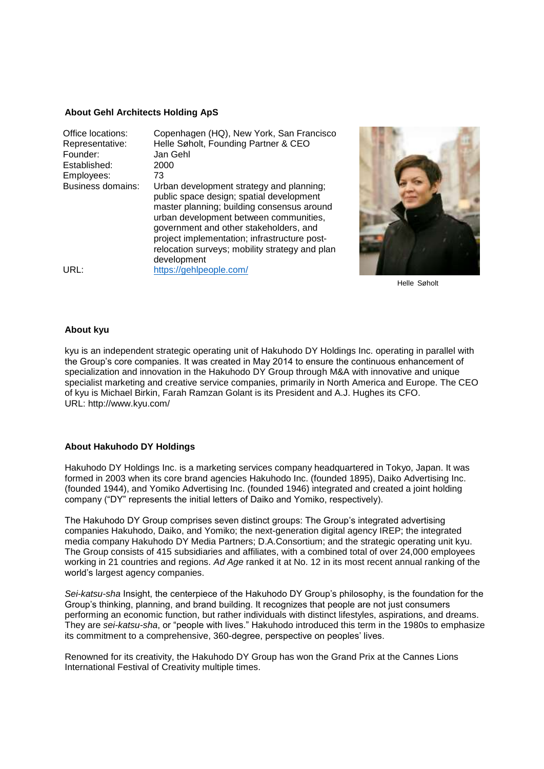### About Gehl Architects Holding ApS

| | |
|---|---|
| Office locations: | Copenhagen (HQ), New York, San Francisco |
| Representative: | Helle Søholt, Founding Partner & CEO |
| Founder: | Jan Gehl |
| Established: | 2000 |
| Employees: | 73 |
| Business domains: | Urban development strategy and planning; public space design; spatial development master planning; building consensus around urban development between communities, government and other stakeholders, and project implementation; infrastructure post-relocation surveys; mobility strategy and plan development |
| URL: | [https://gehlpeople.com/](https://gehlpeople.com/) |

Helle Søholt

### About kyu

kyu is an independent strategic operating unit of Hakuhodo DY Holdings Inc. operating in parallel with the Group's core companies. It was created in May 2014 to ensure the continuous enhancement of specialization and innovation in the Hakuhodo DY Group through M&A with innovative and unique specialist marketing and creative service companies, primarily in North America and Europe. The CEO of kyu is Michael Birkin, Farah Ramzan Golant is its President and A.J. Hughes its CFO.
URL: http://www.kyu.com/

### About Hakuhodo DY Holdings

Hakuhodo DY Holdings Inc. is a marketing services company headquartered in Tokyo, Japan. It was formed in 2003 when its core brand agencies Hakuhodo Inc. (founded 1895), Daiko Advertising Inc. (founded 1944), and Yomiko Advertising Inc. (founded 1946) integrated and created a joint holding company ("DY" represents the initial letters of Daiko and Yomiko, respectively).

The Hakuhodo DY Group comprises seven distinct groups: The Group's integrated advertising companies Hakuhodo, Daiko, and Yomiko; the next-generation digital agency IREP; the integrated media company Hakuhodo DY Media Partners; D.A.Consortium; and the strategic operating unit kyu. The Group consists of 415 subsidiaries and affiliates, with a combined total of over 24,000 employees working in 21 countries and regions. *Ad Age* ranked it at No. 12 in its most recent annual ranking of the world's largest agency companies.

*Sei-katsu-sha* Insight, the centerpiece of the Hakuhodo DY Group's philosophy, is the foundation for the Group's thinking, planning, and brand building. It recognizes that people are not just consumers performing an economic function, but rather individuals with distinct lifestyles, aspirations, and dreams. They are *sei-katsu-sha*, or "people with lives." Hakuhodo introduced this term in the 1980s to emphasize its commitment to a comprehensive, 360-degree, perspective on peoples' lives.

Renowned for its creativity, the Hakuhodo DY Group has won the Grand Prix at the Cannes Lions International Festival of Creativity multiple times.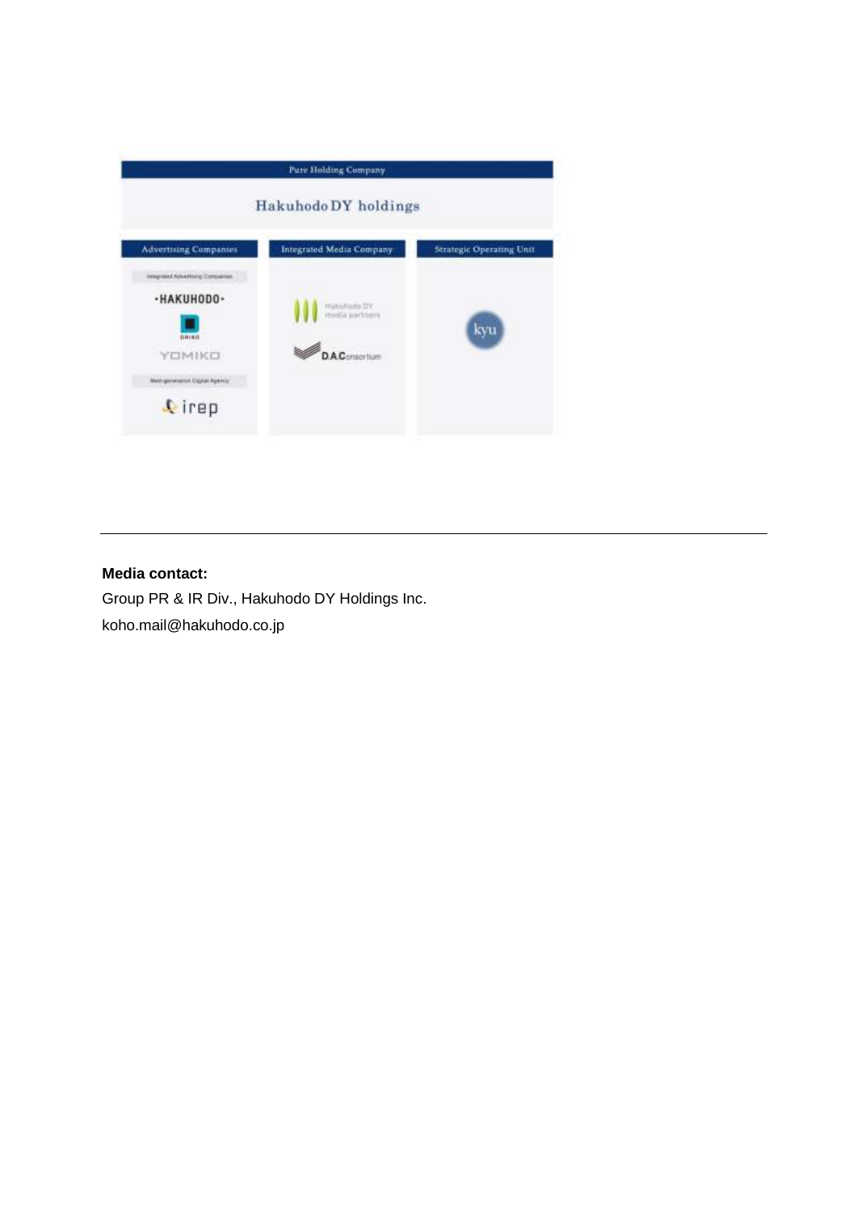Pure Holding Company

Hakuhodo DY holdings

Advertising Companies

Integrated Advertising Companies

HAKUHODO

DAIKO

YOMIKO

Next-generation Digital Agency

irep

Integrated Media Company

Hakuhodo DY media partners

D.A.Consortium

Strategic Operating Unit

kyu

---

**Media contact:**

Group PR & IR Div., Hakuhodo DY Holdings Inc.

koho.mail@hakuhodo.co.jp